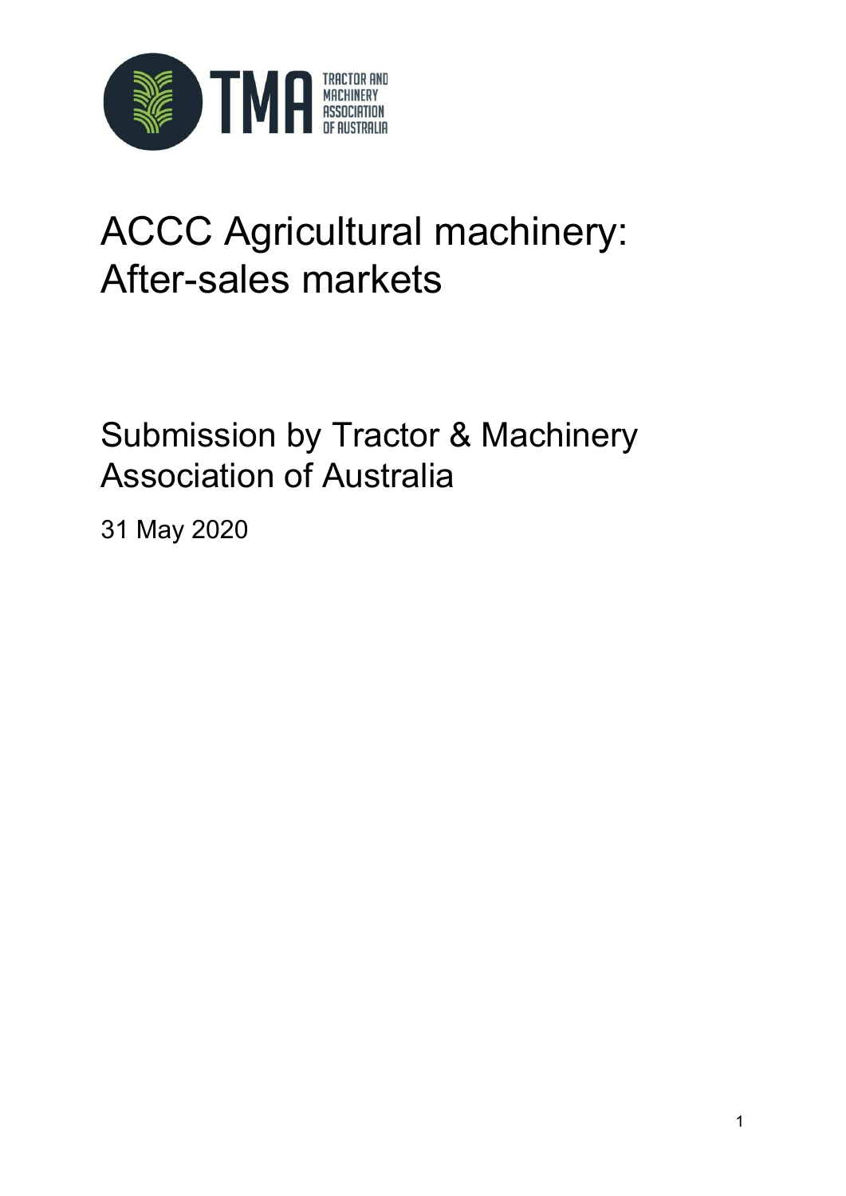# ACCC Agricultural machinery: After-sales markets

## Submission by Tractor & Machinery Association of Australia

31 May 2020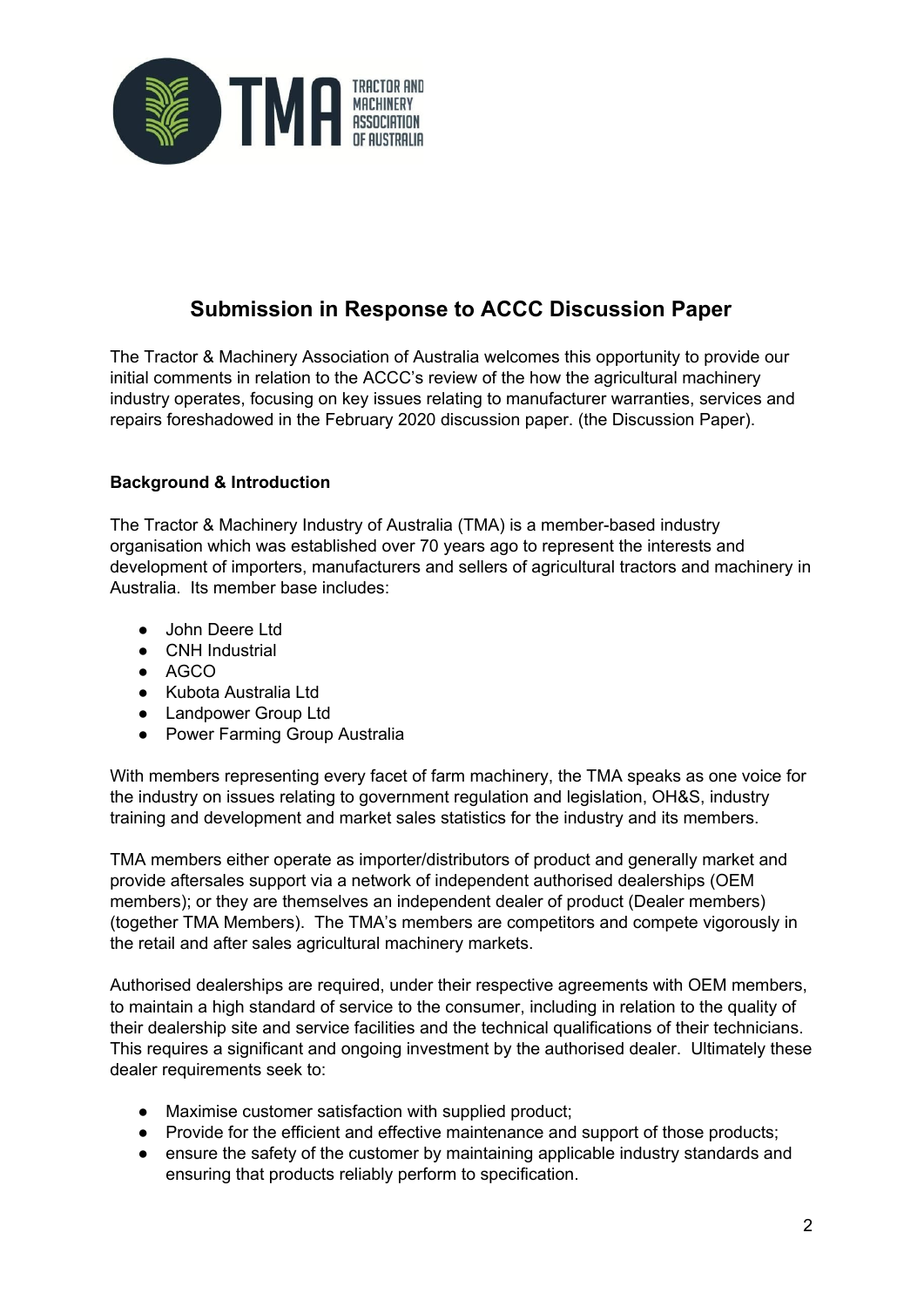## Submission in Response to ACCC Discussion Paper

The Tractor & Machinery Association of Australia welcomes this opportunity to provide our initial comments in relation to the ACCC's review of the how the agricultural machinery industry operates, focusing on key issues relating to manufacturer warranties, services and repairs foreshadowed in the February 2020 discussion paper. (the Discussion Paper).

**Background & Introduction**

The Tractor & Machinery Industry of Australia (TMA) is a member-based industry organisation which was established over 70 years ago to represent the interests and development of importers, manufacturers and sellers of agricultural tractors and machinery in Australia. Its member base includes:

- John Deere Ltd
- CNH Industrial
- AGCO
- Kubota Australia Ltd
- Landpower Group Ltd
- Power Farming Group Australia

With members representing every facet of farm machinery, the TMA speaks as one voice for the industry on issues relating to government regulation and legislation, OH&S, industry training and development and market sales statistics for the industry and its members.

TMA members either operate as importer/distributors of product and generally market and provide aftersales support via a network of independent authorised dealerships (OEM members); or they are themselves an independent dealer of product (Dealer members) (together TMA Members). The TMA's members are competitors and compete vigorously in the retail and after sales agricultural machinery markets.

Authorised dealerships are required, under their respective agreements with OEM members, to maintain a high standard of service to the consumer, including in relation to the quality of their dealership site and service facilities and the technical qualifications of their technicians. This requires a significant and ongoing investment by the authorised dealer. Ultimately these dealer requirements seek to:

- Maximise customer satisfaction with supplied product;
- Provide for the efficient and effective maintenance and support of those products;
- ensure the safety of the customer by maintaining applicable industry standards and ensuring that products reliably perform to specification.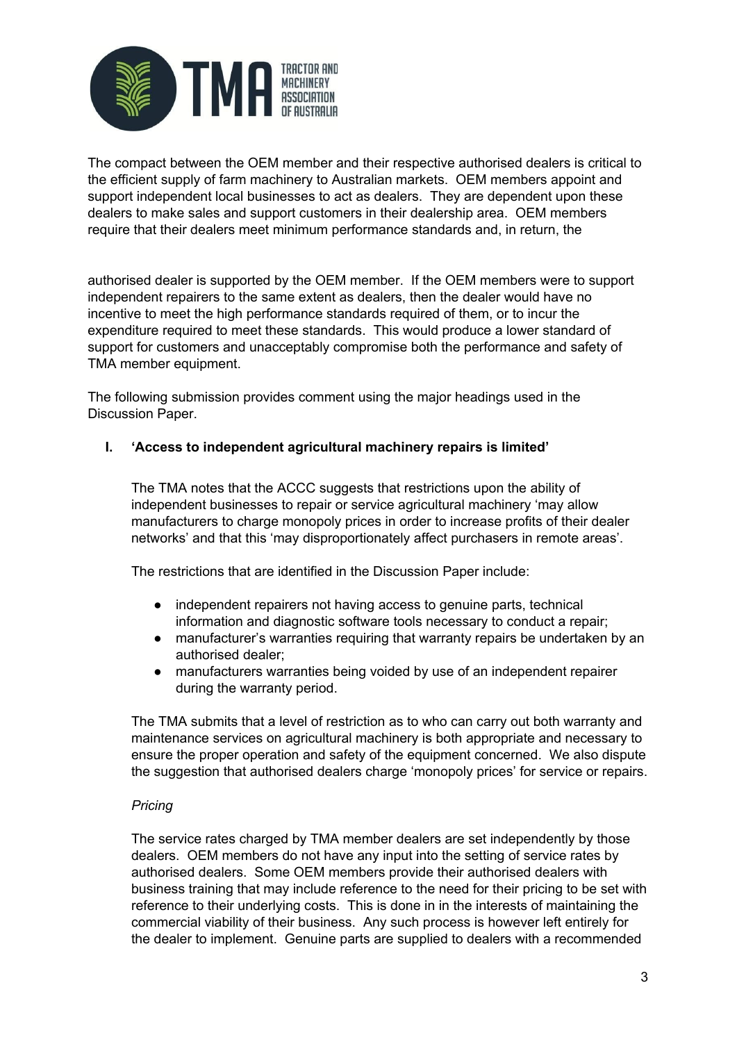The compact between the OEM member and their respective authorised dealers is critical to the efficient supply of farm machinery to Australian markets. OEM members appoint and support independent local businesses to act as dealers. They are dependent upon these dealers to make sales and support customers in their dealership area. OEM members require that their dealers meet minimum performance standards and, in return, the authorised dealer is supported by the OEM member. If the OEM members were to support independent repairers to the same extent as dealers, then the dealer would have no incentive to meet the high performance standards required of them, or to incur the expenditure required to meet these standards. This would produce a lower standard of support for customers and unacceptably compromise both the performance and safety of TMA member equipment.

The following submission provides comment using the major headings used in the Discussion Paper.

## I. 'Access to independent agricultural machinery repairs is limited'

The TMA notes that the ACCC suggests that restrictions upon the ability of independent businesses to repair or service agricultural machinery 'may allow manufacturers to charge monopoly prices in order to increase profits of their dealer networks' and that this 'may disproportionately affect purchasers in remote areas'.

The restrictions that are identified in the Discussion Paper include:

- independent repairers not having access to genuine parts, technical information and diagnostic software tools necessary to conduct a repair;
- manufacturer's warranties requiring that warranty repairs be undertaken by an authorised dealer;
- manufacturers warranties being voided by use of an independent repairer during the warranty period.

The TMA submits that a level of restriction as to who can carry out both warranty and maintenance services on agricultural machinery is both appropriate and necessary to ensure the proper operation and safety of the equipment concerned. We also dispute the suggestion that authorised dealers charge 'monopoly prices' for service or repairs.

*Pricing*

The service rates charged by TMA member dealers are set independently by those dealers. OEM members do not have any input into the setting of service rates by authorised dealers. Some OEM members provide their authorised dealers with business training that may include reference to the need for their pricing to be set with reference to their underlying costs. This is done in in the interests of maintaining the commercial viability of their business. Any such process is however left entirely for the dealer to implement. Genuine parts are supplied to dealers with a recommended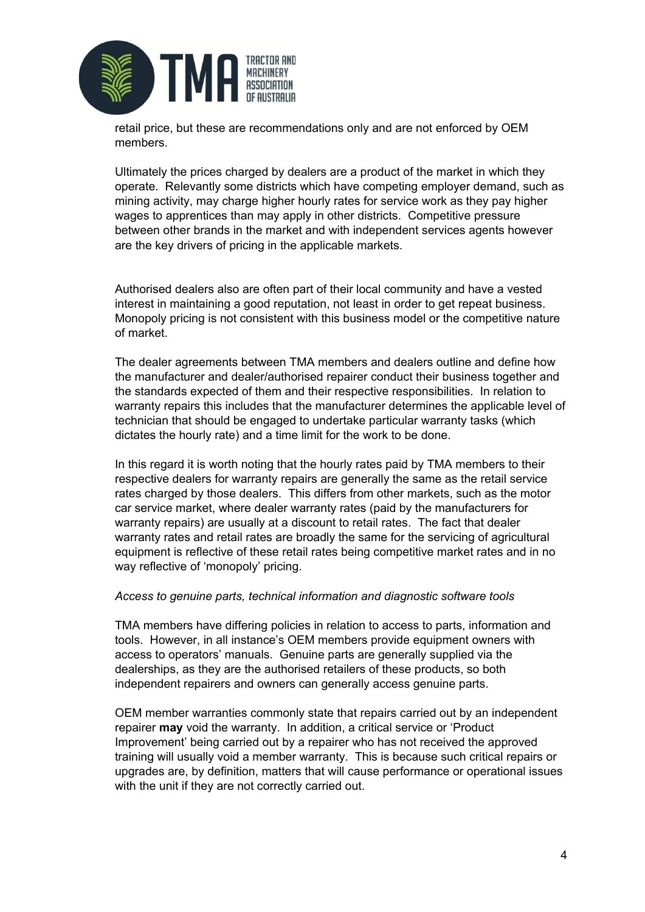retail price, but these are recommendations only and are not enforced by OEM members.

Ultimately the prices charged by dealers are a product of the market in which they operate. Relevantly some districts which have competing employer demand, such as mining activity, may charge higher hourly rates for service work as they pay higher wages to apprentices than may apply in other districts. Competitive pressure between other brands in the market and with independent services agents however are the key drivers of pricing in the applicable markets.

Authorised dealers also are often part of their local community and have a vested interest in maintaining a good reputation, not least in order to get repeat business. Monopoly pricing is not consistent with this business model or the competitive nature of market.

The dealer agreements between TMA members and dealers outline and define how the manufacturer and dealer/authorised repairer conduct their business together and the standards expected of them and their respective responsibilities. In relation to warranty repairs this includes that the manufacturer determines the applicable level of technician that should be engaged to undertake particular warranty tasks (which dictates the hourly rate) and a time limit for the work to be done.

In this regard it is worth noting that the hourly rates paid by TMA members to their respective dealers for warranty repairs are generally the same as the retail service rates charged by those dealers. This differs from other markets, such as the motor car service market, where dealer warranty rates (paid by the manufacturers for warranty repairs) are usually at a discount to retail rates. The fact that dealer warranty rates and retail rates are broadly the same for the servicing of agricultural equipment is reflective of these retail rates being competitive market rates and in no way reflective of 'monopoly' pricing.

*Access to genuine parts, technical information and diagnostic software tools*

TMA members have differing policies in relation to access to parts, information and tools. However, in all instance's OEM members provide equipment owners with access to operators' manuals. Genuine parts are generally supplied via the dealerships, as they are the authorised retailers of these products, so both independent repairers and owners can generally access genuine parts.

OEM member warranties commonly state that repairs carried out by an independent repairer **may** void the warranty. In addition, a critical service or 'Product Improvement' being carried out by a repairer who has not received the approved training will usually void a member warranty. This is because such critical repairs or upgrades are, by definition, matters that will cause performance or operational issues with the unit if they are not correctly carried out.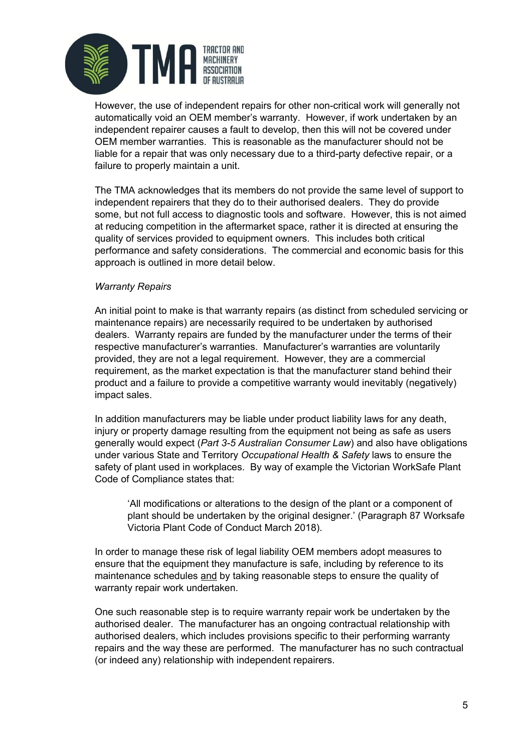However, the use of independent repairs for other non-critical work will generally not automatically void an OEM member's warranty. However, if work undertaken by an independent repairer causes a fault to develop, then this will not be covered under OEM member warranties. This is reasonable as the manufacturer should not be liable for a repair that was only necessary due to a third-party defective repair, or a failure to properly maintain a unit.

The TMA acknowledges that its members do not provide the same level of support to independent repairers that they do to their authorised dealers. They do provide some, but not full access to diagnostic tools and software. However, this is not aimed at reducing competition in the aftermarket space, rather it is directed at ensuring the quality of services provided to equipment owners. This includes both critical performance and safety considerations. The commercial and economic basis for this approach is outlined in more detail below.

*Warranty Repairs*

An initial point to make is that warranty repairs (as distinct from scheduled servicing or maintenance repairs) are necessarily required to be undertaken by authorised dealers. Warranty repairs are funded by the manufacturer under the terms of their respective manufacturer's warranties. Manufacturer's warranties are voluntarily provided, they are not a legal requirement. However, they are a commercial requirement, as the market expectation is that the manufacturer stand behind their product and a failure to provide a competitive warranty would inevitably (negatively) impact sales.

In addition manufacturers may be liable under product liability laws for any death, injury or property damage resulting from the equipment not being as safe as users generally would expect (*Part 3-5 Australian Consumer Law*) and also have obligations under various State and Territory *Occupational Health & Safety* laws to ensure the safety of plant used in workplaces. By way of example the Victorian WorkSafe Plant Code of Compliance states that:

> 'All modifications or alterations to the design of the plant or a component of plant should be undertaken by the original designer.' (Paragraph 87 Worksafe Victoria Plant Code of Conduct March 2018).

In order to manage these risk of legal liability OEM members adopt measures to ensure that the equipment they manufacture is safe, including by reference to its maintenance schedules <u>and</u> by taking reasonable steps to ensure the quality of warranty repair work undertaken.

One such reasonable step is to require warranty repair work be undertaken by the authorised dealer. The manufacturer has an ongoing contractual relationship with authorised dealers, which includes provisions specific to their performing warranty repairs and the way these are performed. The manufacturer has no such contractual (or indeed any) relationship with independent repairers.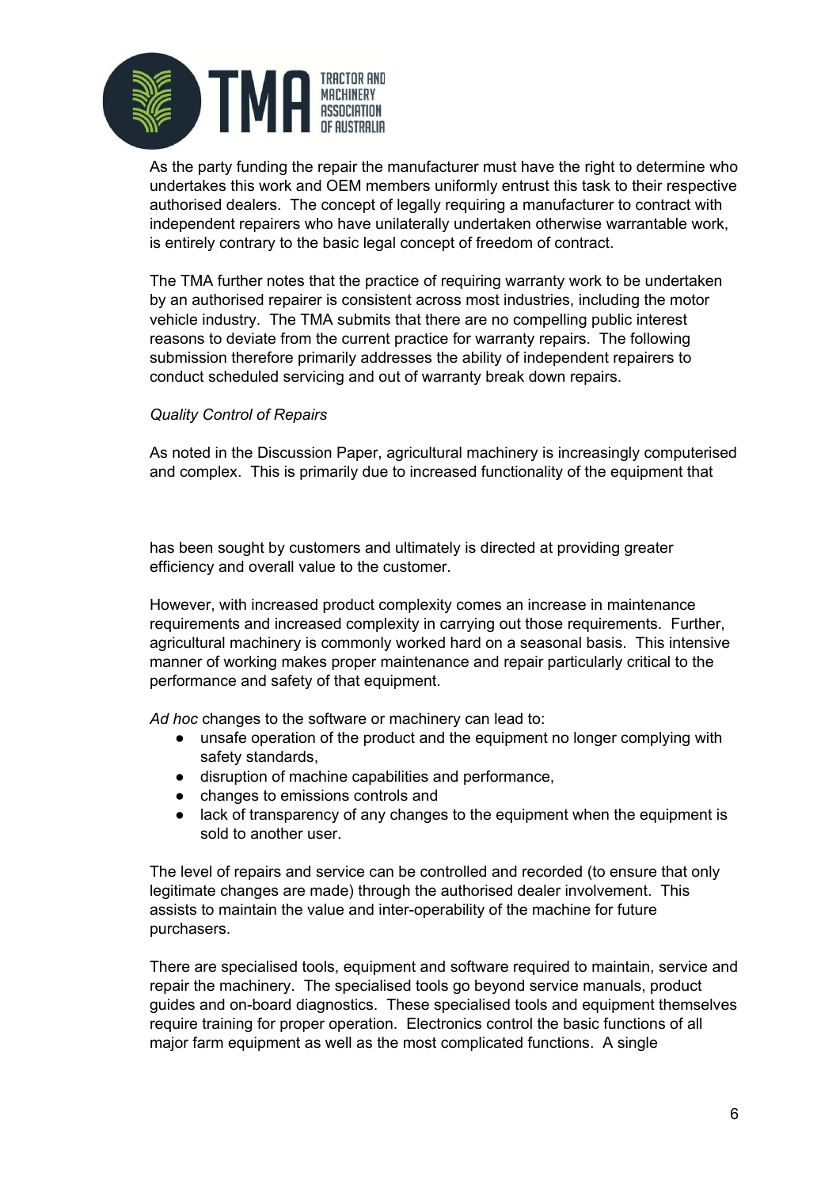As the party funding the repair the manufacturer must have the right to determine who undertakes this work and OEM members uniformly entrust this task to their respective authorised dealers. The concept of legally requiring a manufacturer to contract with independent repairers who have unilaterally undertaken otherwise warrantable work, is entirely contrary to the basic legal concept of freedom of contract.

The TMA further notes that the practice of requiring warranty work to be undertaken by an authorised repairer is consistent across most industries, including the motor vehicle industry. The TMA submits that there are no compelling public interest reasons to deviate from the current practice for warranty repairs. The following submission therefore primarily addresses the ability of independent repairers to conduct scheduled servicing and out of warranty break down repairs.

*Quality Control of Repairs*

As noted in the Discussion Paper, agricultural machinery is increasingly computerised and complex. This is primarily due to increased functionality of the equipment that has been sought by customers and ultimately is directed at providing greater efficiency and overall value to the customer.

However, with increased product complexity comes an increase in maintenance requirements and increased complexity in carrying out those requirements. Further, agricultural machinery is commonly worked hard on a seasonal basis. This intensive manner of working makes proper maintenance and repair particularly critical to the performance and safety of that equipment.

*Ad hoc* changes to the software or machinery can lead to:

- unsafe operation of the product and the equipment no longer complying with safety standards,
- disruption of machine capabilities and performance,
- changes to emissions controls and
- lack of transparency of any changes to the equipment when the equipment is sold to another user.

The level of repairs and service can be controlled and recorded (to ensure that only legitimate changes are made) through the authorised dealer involvement. This assists to maintain the value and inter-operability of the machine for future purchasers.

There are specialised tools, equipment and software required to maintain, service and repair the machinery. The specialised tools go beyond service manuals, product guides and on-board diagnostics. These specialised tools and equipment themselves require training for proper operation. Electronics control the basic functions of all major farm equipment as well as the most complicated functions. A single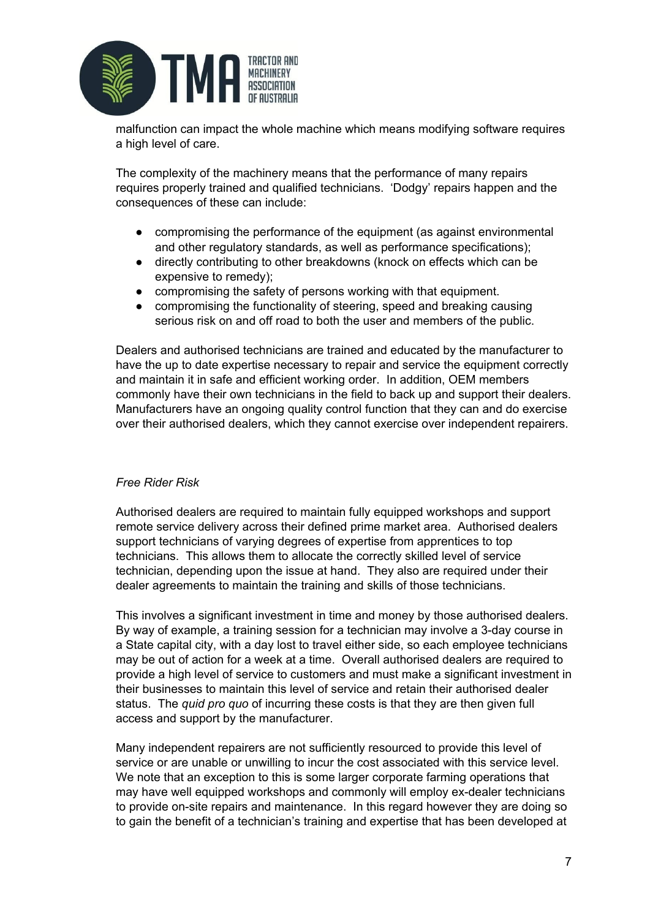malfunction can impact the whole machine which means modifying software requires a high level of care.

The complexity of the machinery means that the performance of many repairs requires properly trained and qualified technicians. 'Dodgy' repairs happen and the consequences of these can include:

- compromising the performance of the equipment (as against environmental and other regulatory standards, as well as performance specifications);
- directly contributing to other breakdowns (knock on effects which can be expensive to remedy);
- compromising the safety of persons working with that equipment.
- compromising the functionality of steering, speed and breaking causing serious risk on and off road to both the user and members of the public.

Dealers and authorised technicians are trained and educated by the manufacturer to have the up to date expertise necessary to repair and service the equipment correctly and maintain it in safe and efficient working order. In addition, OEM members commonly have their own technicians in the field to back up and support their dealers. Manufacturers have an ongoing quality control function that they can and do exercise over their authorised dealers, which they cannot exercise over independent repairers.

*Free Rider Risk*

Authorised dealers are required to maintain fully equipped workshops and support remote service delivery across their defined prime market area. Authorised dealers support technicians of varying degrees of expertise from apprentices to top technicians. This allows them to allocate the correctly skilled level of service technician, depending upon the issue at hand. They also are required under their dealer agreements to maintain the training and skills of those technicians.

This involves a significant investment in time and money by those authorised dealers. By way of example, a training session for a technician may involve a 3-day course in a State capital city, with a day lost to travel either side, so each employee technicians may be out of action for a week at a time. Overall authorised dealers are required to provide a high level of service to customers and must make a significant investment in their businesses to maintain this level of service and retain their authorised dealer status. The *quid pro quo* of incurring these costs is that they are then given full access and support by the manufacturer.

Many independent repairers are not sufficiently resourced to provide this level of service or are unable or unwilling to incur the cost associated with this service level. We note that an exception to this is some larger corporate farming operations that may have well equipped workshops and commonly will employ ex-dealer technicians to provide on-site repairs and maintenance. In this regard however they are doing so to gain the benefit of a technician's training and expertise that has been developed at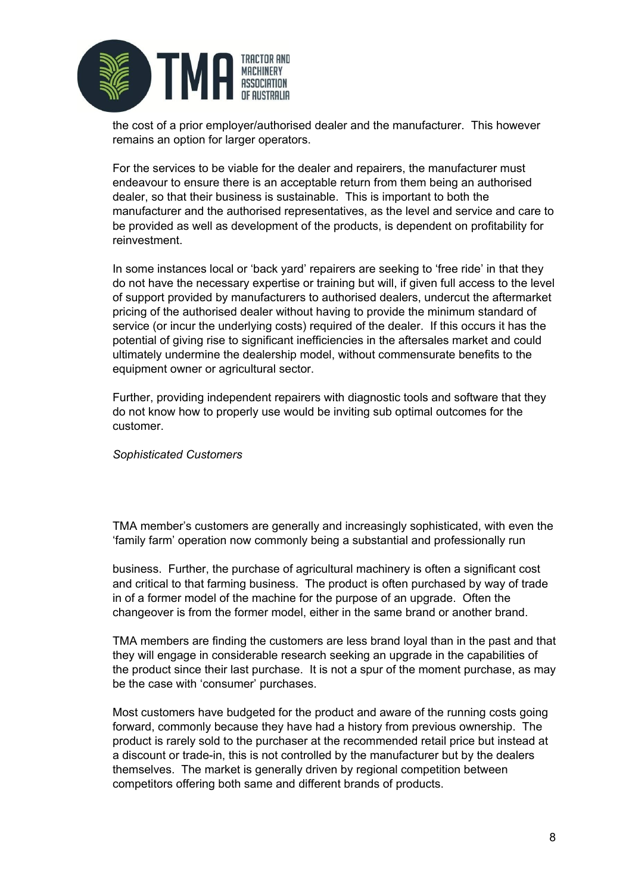the cost of a prior employer/authorised dealer and the manufacturer. This however remains an option for larger operators.

For the services to be viable for the dealer and repairers, the manufacturer must endeavour to ensure there is an acceptable return from them being an authorised dealer, so that their business is sustainable. This is important to both the manufacturer and the authorised representatives, as the level and service and care to be provided as well as development of the products, is dependent on profitability for reinvestment.

In some instances local or 'back yard' repairers are seeking to 'free ride' in that they do not have the necessary expertise or training but will, if given full access to the level of support provided by manufacturers to authorised dealers, undercut the aftermarket pricing of the authorised dealer without having to provide the minimum standard of service (or incur the underlying costs) required of the dealer. If this occurs it has the potential of giving rise to significant inefficiencies in the aftersales market and could ultimately undermine the dealership model, without commensurate benefits to the equipment owner or agricultural sector.

Further, providing independent repairers with diagnostic tools and software that they do not know how to properly use would be inviting sub optimal outcomes for the customer.

*Sophisticated Customers*

TMA member's customers are generally and increasingly sophisticated, with even the 'family farm' operation now commonly being a substantial and professionally run business. Further, the purchase of agricultural machinery is often a significant cost and critical to that farming business. The product is often purchased by way of trade in of a former model of the machine for the purpose of an upgrade. Often the changeover is from the former model, either in the same brand or another brand.

TMA members are finding the customers are less brand loyal than in the past and that they will engage in considerable research seeking an upgrade in the capabilities of the product since their last purchase. It is not a spur of the moment purchase, as may be the case with 'consumer' purchases.

Most customers have budgeted for the product and aware of the running costs going forward, commonly because they have had a history from previous ownership. The product is rarely sold to the purchaser at the recommended retail price but instead at a discount or trade-in, this is not controlled by the manufacturer but by the dealers themselves. The market is generally driven by regional competition between competitors offering both same and different brands of products.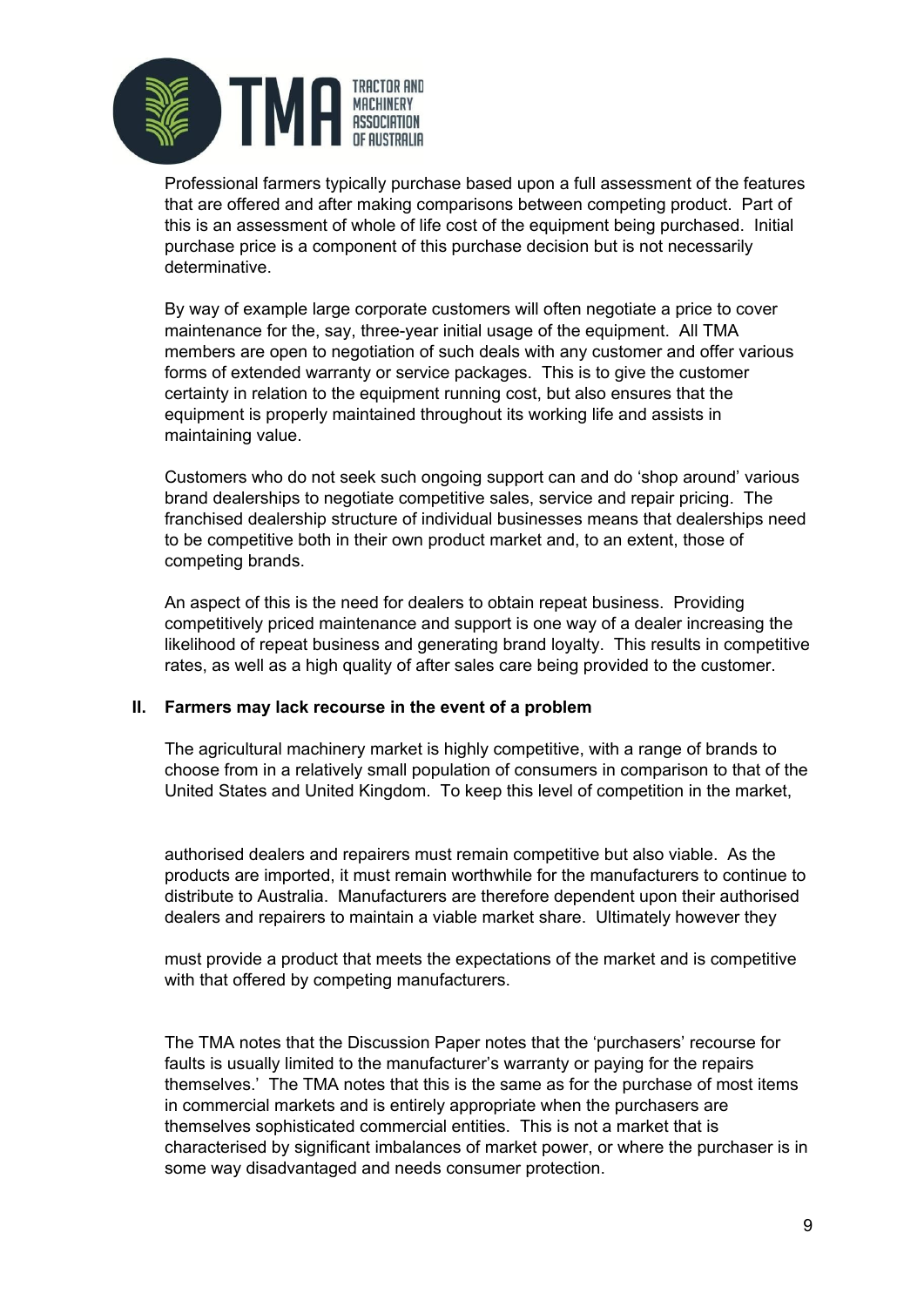Professional farmers typically purchase based upon a full assessment of the features that are offered and after making comparisons between competing product. Part of this is an assessment of whole of life cost of the equipment being purchased. Initial purchase price is a component of this purchase decision but is not necessarily determinative.

By way of example large corporate customers will often negotiate a price to cover maintenance for the, say, three-year initial usage of the equipment. All TMA members are open to negotiation of such deals with any customer and offer various forms of extended warranty or service packages. This is to give the customer certainty in relation to the equipment running cost, but also ensures that the equipment is properly maintained throughout its working life and assists in maintaining value.

Customers who do not seek such ongoing support can and do 'shop around' various brand dealerships to negotiate competitive sales, service and repair pricing. The franchised dealership structure of individual businesses means that dealerships need to be competitive both in their own product market and, to an extent, those of competing brands.

An aspect of this is the need for dealers to obtain repeat business. Providing competitively priced maintenance and support is one way of a dealer increasing the likelihood of repeat business and generating brand loyalty. This results in competitive rates, as well as a high quality of after sales care being provided to the customer.

**II. Farmers may lack recourse in the event of a problem**

The agricultural machinery market is highly competitive, with a range of brands to choose from in a relatively small population of consumers in comparison to that of the United States and United Kingdom. To keep this level of competition in the market, authorised dealers and repairers must remain competitive but also viable. As the products are imported, it must remain worthwhile for the manufacturers to continue to distribute to Australia. Manufacturers are therefore dependent upon their authorised dealers and repairers to maintain a viable market share. Ultimately however they must provide a product that meets the expectations of the market and is competitive with that offered by competing manufacturers.

The TMA notes that the Discussion Paper notes that the 'purchasers' recourse for faults is usually limited to the manufacturer's warranty or paying for the repairs themselves.' The TMA notes that this is the same as for the purchase of most items in commercial markets and is entirely appropriate when the purchasers are themselves sophisticated commercial entities. This is not a market that is characterised by significant imbalances of market power, or where the purchaser is in some way disadvantaged and needs consumer protection.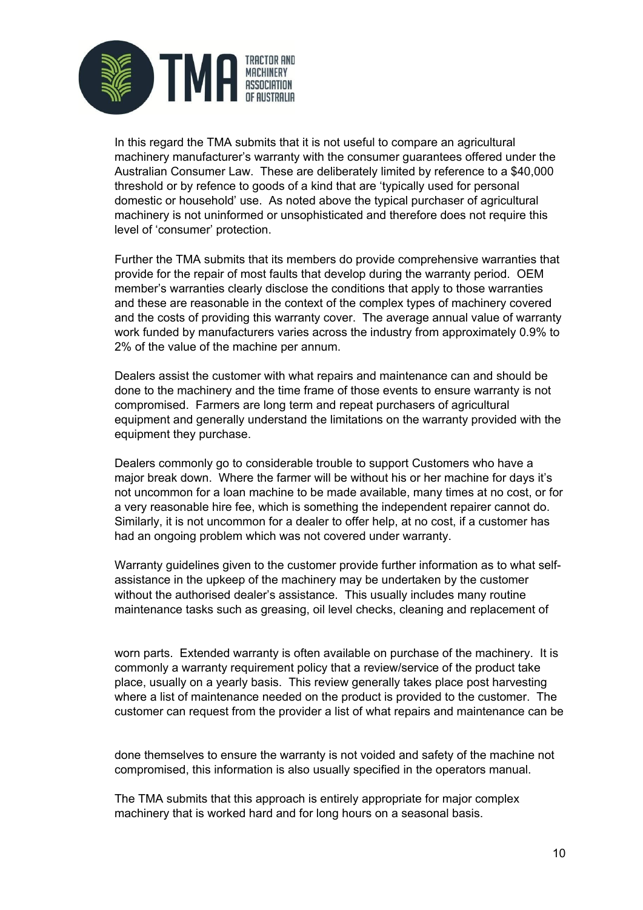In this regard the TMA submits that it is not useful to compare an agricultural machinery manufacturer's warranty with the consumer guarantees offered under the Australian Consumer Law. These are deliberately limited by reference to a $40,000 threshold or by refence to goods of a kind that are 'typically used for personal domestic or household' use. As noted above the typical purchaser of agricultural machinery is not uninformed or unsophisticated and therefore does not require this level of 'consumer' protection.

Further the TMA submits that its members do provide comprehensive warranties that provide for the repair of most faults that develop during the warranty period. OEM member's warranties clearly disclose the conditions that apply to those warranties and these are reasonable in the context of the complex types of machinery covered and the costs of providing this warranty cover. The average annual value of warranty work funded by manufacturers varies across the industry from approximately 0.9% to 2% of the value of the machine per annum.

Dealers assist the customer with what repairs and maintenance can and should be done to the machinery and the time frame of those events to ensure warranty is not compromised. Farmers are long term and repeat purchasers of agricultural equipment and generally understand the limitations on the warranty provided with the equipment they purchase.

Dealers commonly go to considerable trouble to support Customers who have a major break down. Where the farmer will be without his or her machine for days it's not uncommon for a loan machine to be made available, many times at no cost, or for a very reasonable hire fee, which is something the independent repairer cannot do. Similarly, it is not uncommon for a dealer to offer help, at no cost, if a customer has had an ongoing problem which was not covered under warranty.

Warranty guidelines given to the customer provide further information as to what self-assistance in the upkeep of the machinery may be undertaken by the customer without the authorised dealer's assistance. This usually includes many routine maintenance tasks such as greasing, oil level checks, cleaning and replacement of worn parts. Extended warranty is often available on purchase of the machinery. It is commonly a warranty requirement policy that a review/service of the product take place, usually on a yearly basis. This review generally takes place post harvesting where a list of maintenance needed on the product is provided to the customer. The customer can request from the provider a list of what repairs and maintenance can be done themselves to ensure the warranty is not voided and safety of the machine not compromised, this information is also usually specified in the operators manual.

The TMA submits that this approach is entirely appropriate for major complex machinery that is worked hard and for long hours on a seasonal basis.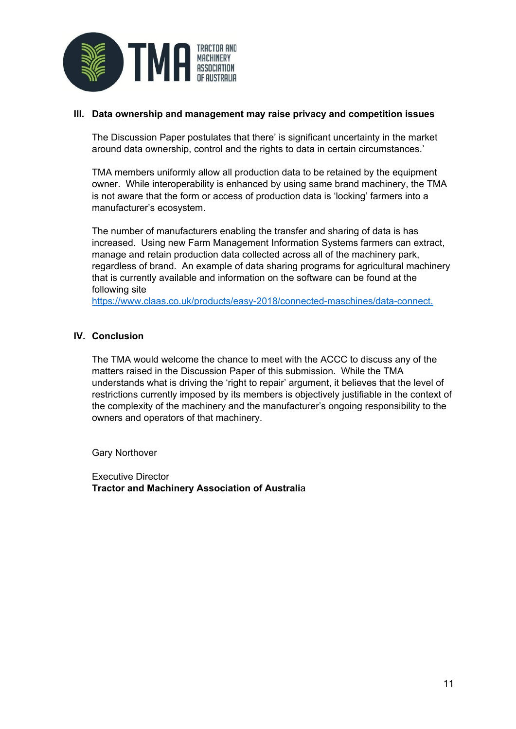### III. Data ownership and management may raise privacy and competition issues

The Discussion Paper postulates that there' is significant uncertainty in the market around data ownership, control and the rights to data in certain circumstances.'

TMA members uniformly allow all production data to be retained by the equipment owner. While interoperability is enhanced by using same brand machinery, the TMA is not aware that the form or access of production data is 'locking' farmers into a manufacturer's ecosystem.

The number of manufacturers enabling the transfer and sharing of data is has increased. Using new Farm Management Information Systems farmers can extract, manage and retain production data collected across all of the machinery park, regardless of brand. An example of data sharing programs for agricultural machinery that is currently available and information on the software can be found at the following site https://www.claas.co.uk/products/easy-2018/connected-maschines/data-connect.

### IV. Conclusion

The TMA would welcome the chance to meet with the ACCC to discuss any of the matters raised in the Discussion Paper of this submission. While the TMA understands what is driving the 'right to repair' argument, it believes that the level of restrictions currently imposed by its members is objectively justifiable in the context of the complexity of the machinery and the manufacturer's ongoing responsibility to the owners and operators of that machinery.

Gary Northover

Executive Director
**Tractor and Machinery Association of Australi**a